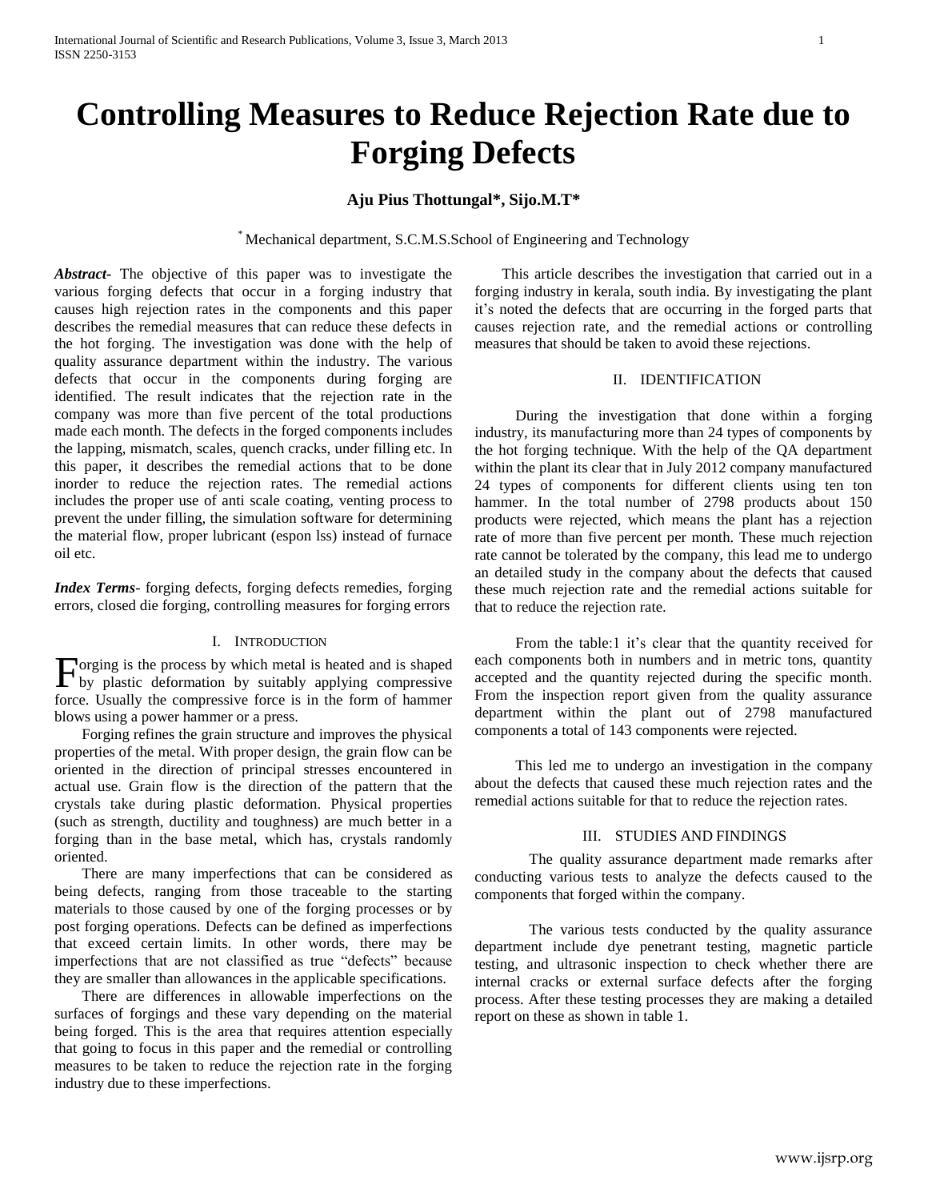# Controlling Measures to Reduce Rejection Rate due to Forging Defects

**Aju Pius Thottungal\*, Sijo.M.T\***

\* Mechanical department, S.C.M.S.School of Engineering and Technology

***Abstract***- The objective of this paper was to investigate the various forging defects that occur in a forging industry that causes high rejection rates in the components and this paper describes the remedial measures that can reduce these defects in the hot forging. The investigation was done with the help of quality assurance department within the industry. The various defects that occur in the components during forging are identified. The result indicates that the rejection rate in the company was more than five percent of the total productions made each month. The defects in the forged components includes the lapping, mismatch, scales, quench cracks, under filling etc. In this paper, it describes the remedial actions that to be done inorder to reduce the rejection rates. The remedial actions includes the proper use of anti scale coating, venting process to prevent the under filling, the simulation software for determining the material flow, proper lubricant (espon lss) instead of furnace oil etc.

***Index Terms***- forging defects, forging defects remedies, forging errors, closed die forging, controlling measures for forging errors

## I. Introduction

Forging is the process by which metal is heated and is shaped by plastic deformation by suitably applying compressive force. Usually the compressive force is in the form of hammer blows using a power hammer or a press.

Forging refines the grain structure and improves the physical properties of the metal. With proper design, the grain flow can be oriented in the direction of principal stresses encountered in actual use. Grain flow is the direction of the pattern that the crystals take during plastic deformation. Physical properties (such as strength, ductility and toughness) are much better in a forging than in the base metal, which has, crystals randomly oriented.

There are many imperfections that can be considered as being defects, ranging from those traceable to the starting materials to those caused by one of the forging processes or by post forging operations. Defects can be defined as imperfections that exceed certain limits. In other words, there may be imperfections that are not classified as true "defects" because they are smaller than allowances in the applicable specifications.

There are differences in allowable imperfections on the surfaces of forgings and these vary depending on the material being forged. This is the area that requires attention especially that going to focus in this paper and the remedial or controlling measures to be taken to reduce the rejection rate in the forging industry due to these imperfections.

This article describes the investigation that carried out in a forging industry in kerala, south india. By investigating the plant it's noted the defects that are occurring in the forged parts that causes rejection rate, and the remedial actions or controlling measures that should be taken to avoid these rejections.

## II. Identification

During the investigation that done within a forging industry, its manufacturing more than 24 types of components by the hot forging technique. With the help of the QA department within the plant its clear that in July 2012 company manufactured 24 types of components for different clients using ten ton hammer. In the total number of 2798 products about 150 products were rejected, which means the plant has a rejection rate of more than five percent per month. These much rejection rate cannot be tolerated by the company, this lead me to undergo an detailed study in the company about the defects that caused these much rejection rate and the remedial actions suitable for that to reduce the rejection rate.

From the table:1 it's clear that the quantity received for each components both in numbers and in metric tons, quantity accepted and the quantity rejected during the specific month. From the inspection report given from the quality assurance department within the plant out of 2798 manufactured components a total of 143 components were rejected.

This led me to undergo an investigation in the company about the defects that caused these much rejection rates and the remedial actions suitable for that to reduce the rejection rates.

## III. Studies and Findings

The quality assurance department made remarks after conducting various tests to analyze the defects caused to the components that forged within the company.

The various tests conducted by the quality assurance department include dye penetrant testing, magnetic particle testing, and ultrasonic inspection to check whether there are internal cracks or external surface defects after the forging process. After these testing processes they are making a detailed report on these as shown in table 1.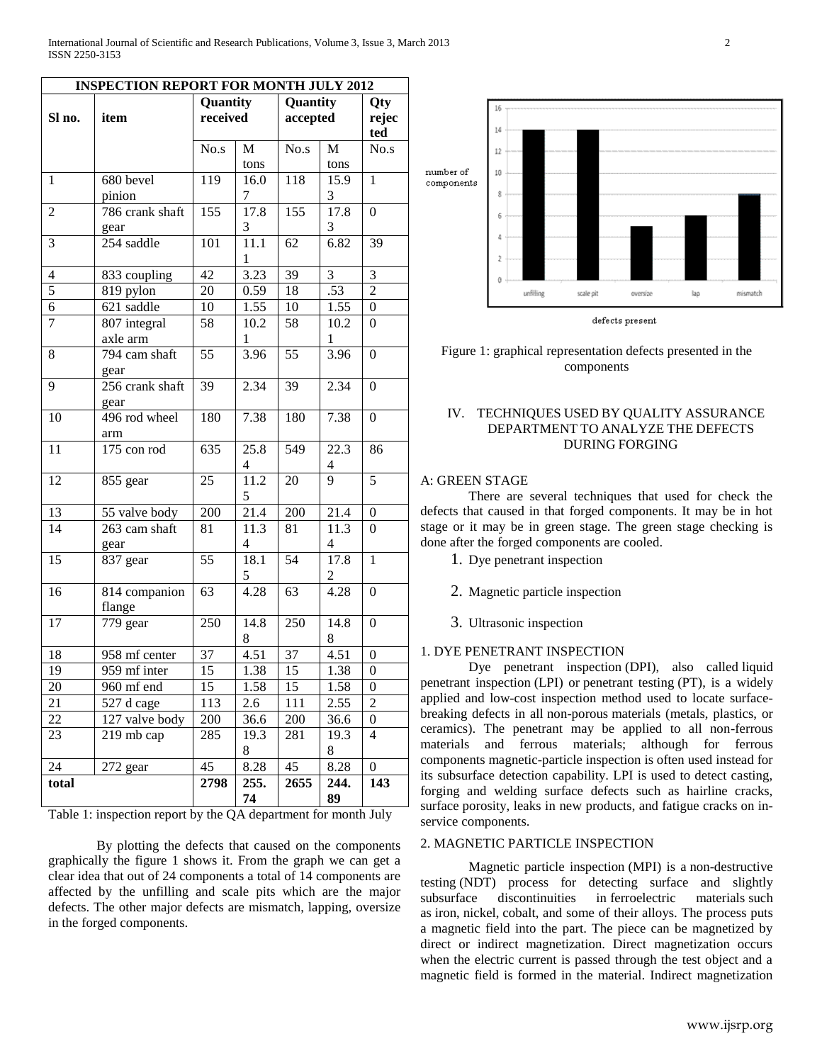| INSPECTION REPORT FOR MONTH JULY 2012 | | | | | | |
|---|---|---|---|---|---|---|
| Sl no. | item | Quantity received | | Quantity accepted | | Qty rejected |
| | | No.s | M tons | No.s | M tons | No.s |
| 1 | 680 bevel pinion | 119 | 16.07 | 118 | 15.93 | 1 |
| 2 | 786 crank shaft gear | 155 | 17.83 | 155 | 17.83 | 0 |
| 3 | 254 saddle | 101 | 11.11 | 62 | 6.82 | 39 |
| 4 | 833 coupling | 42 | 3.23 | 39 | 3 | 3 |
| 5 | 819 pylon | 20 | 0.59 | 18 | .53 | 2 |
| 6 | 621 saddle | 10 | 1.55 | 10 | 1.55 | 0 |
| 7 | 807 integral axle arm | 58 | 10.21 | 58 | 10.21 | 0 |
| 8 | 794 cam shaft gear | 55 | 3.96 | 55 | 3.96 | 0 |
| 9 | 256 crank shaft gear | 39 | 2.34 | 39 | 2.34 | 0 |
| 10 | 496 rod wheel arm | 180 | 7.38 | 180 | 7.38 | 0 |
| 11 | 175 con rod | 635 | 25.84 | 549 | 22.34 | 86 |
| 12 | 855 gear | 25 | 11.25 | 20 | 9 | 5 |
| 13 | 55 valve body | 200 | 21.4 | 200 | 21.4 | 0 |
| 14 | 263 cam shaft gear | 81 | 11.34 | 81 | 11.34 | 0 |
| 15 | 837 gear | 55 | 18.15 | 54 | 17.82 | 1 |
| 16 | 814 companion flange | 63 | 4.28 | 63 | 4.28 | 0 |
| 17 | 779 gear | 250 | 14.88 | 250 | 14.88 | 0 |
| 18 | 958 mf center | 37 | 4.51 | 37 | 4.51 | 0 |
| 19 | 959 mf inter | 15 | 1.38 | 15 | 1.38 | 0 |
| 20 | 960 mf end | 15 | 1.58 | 15 | 1.58 | 0 |
| 21 | 527 d cage | 113 | 2.6 | 111 | 2.55 | 2 |
| 22 | 127 valve body | 200 | 36.6 | 200 | 36.6 | 0 |
| 23 | 219 mb cap | 285 | 19.38 | 281 | 19.38 | 4 |
| 24 | 272 gear | 45 | 8.28 | 45 | 8.28 | 0 |
| **total** | | **2798** | **255.74** | **2655** | **244.89** | **143** |

Table 1: inspection report by the QA department for month July

By plotting the defects that caused on the components graphically the figure 1 shows it. From the graph we can get a clear idea that out of 24 components a total of 14 components are affected by the unfilling and scale pits which are the major defects. The other major defects are mismatch, lapping, oversize in the forged components.

Figure 1: graphical representation defects presented in the components

## IV. TECHNIQUES USED BY QUALITY ASSURANCE DEPARTMENT TO ANALYZE THE DEFECTS DURING FORGING

### A: GREEN STAGE

There are several techniques that used for check the defects that caused in that forged components. It may be in hot stage or it may be in green stage. The green stage checking is done after the forged components are cooled.

1. Dye penetrant inspection
2. Magnetic particle inspection
3. Ultrasonic inspection

### 1. DYE PENETRANT INSPECTION

Dye penetrant inspection (DPI), also called liquid penetrant inspection (LPI) or penetrant testing (PT), is a widely applied and low-cost inspection method used to locate surface-breaking defects in all non-porous materials (metals, plastics, or ceramics). The penetrant may be applied to all non-ferrous materials and ferrous materials; although for ferrous components magnetic-particle inspection is often used instead for its subsurface detection capability. LPI is used to detect casting, forging and welding surface defects such as hairline cracks, surface porosity, leaks in new products, and fatigue cracks on in-service components.

### 2. MAGNETIC PARTICLE INSPECTION

Magnetic particle inspection (MPI) is a non-destructive testing (NDT) process for detecting surface and slightly subsurface discontinuities in ferroelectric materials such as iron, nickel, cobalt, and some of their alloys. The process puts a magnetic field into the part. The piece can be magnetized by direct or indirect magnetization. Direct magnetization occurs when the electric current is passed through the test object and a magnetic field is formed in the material. Indirect magnetization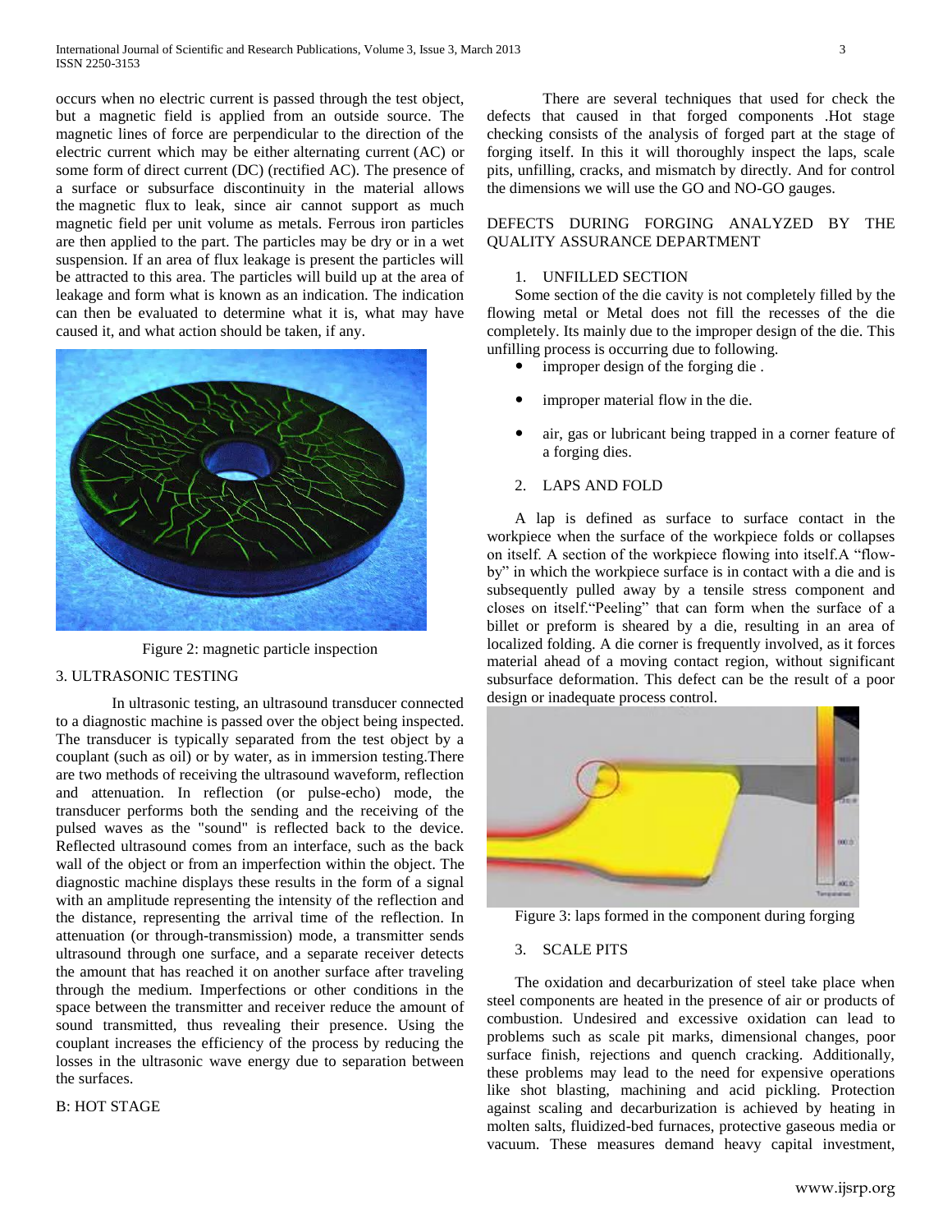occurs when no electric current is passed through the test object, but a magnetic field is applied from an outside source. The magnetic lines of force are perpendicular to the direction of the electric current which may be either alternating current (AC) or some form of direct current (DC) (rectified AC). The presence of a surface or subsurface discontinuity in the material allows the magnetic flux to leak, since air cannot support as much magnetic field per unit volume as metals. Ferrous iron particles are then applied to the part. The particles may be dry or in a wet suspension. If an area of flux leakage is present the particles will be attracted to this area. The particles will build up at the area of leakage and form what is known as an indication. The indication can then be evaluated to determine what it is, what may have caused it, and what action should be taken, if any.

Figure 2: magnetic particle inspection

3. ULTRASONIC TESTING

In ultrasonic testing, an ultrasound transducer connected to a diagnostic machine is passed over the object being inspected. The transducer is typically separated from the test object by a couplant (such as oil) or by water, as in immersion testing.There are two methods of receiving the ultrasound waveform, reflection and attenuation. In reflection (or pulse-echo) mode, the transducer performs both the sending and the receiving of the pulsed waves as the "sound" is reflected back to the device. Reflected ultrasound comes from an interface, such as the back wall of the object or from an imperfection within the object. The diagnostic machine displays these results in the form of a signal with an amplitude representing the intensity of the reflection and the distance, representing the arrival time of the reflection. In attenuation (or through-transmission) mode, a transmitter sends ultrasound through one surface, and a separate receiver detects the amount that has reached it on another surface after traveling through the medium. Imperfections or other conditions in the space between the transmitter and receiver reduce the amount of sound transmitted, thus revealing their presence. Using the couplant increases the efficiency of the process by reducing the losses in the ultrasonic wave energy due to separation between the surfaces.

B: HOT STAGE

There are several techniques that used for check the defects that caused in that forged components .Hot stage checking consists of the analysis of forged part at the stage of forging itself. In this it will thoroughly inspect the laps, scale pits, unfilling, cracks, and mismatch by directly. And for control the dimensions we will use the GO and NO-GO gauges.

DEFECTS DURING FORGING ANALYZED BY THE QUALITY ASSURANCE DEPARTMENT

1. UNFILLED SECTION

Some section of the die cavity is not completely filled by the flowing metal or Metal does not fill the recesses of the die completely. Its mainly due to the improper design of the die. This unfilling process is occurring due to following.

- improper design of the forging die .
- improper material flow in the die.
- air, gas or lubricant being trapped in a corner feature of a forging dies.

2. LAPS AND FOLD

A lap is defined as surface to surface contact in the workpiece when the surface of the workpiece folds or collapses on itself. A section of the workpiece flowing into itself.A "flow-by" in which the workpiece surface is in contact with a die and is subsequently pulled away by a tensile stress component and closes on itself."Peeling" that can form when the surface of a billet or preform is sheared by a die, resulting in an area of localized folding. A die corner is frequently involved, as it forces material ahead of a moving contact region, without significant subsurface deformation. This defect can be the result of a poor design or inadequate process control.

Figure 3: laps formed in the component during forging

3. SCALE PITS

The oxidation and decarburization of steel take place when steel components are heated in the presence of air or products of combustion. Undesired and excessive oxidation can lead to problems such as scale pit marks, dimensional changes, poor surface finish, rejections and quench cracking. Additionally, these problems may lead to the need for expensive operations like shot blasting, machining and acid pickling. Protection against scaling and decarburization is achieved by heating in molten salts, fluidized-bed furnaces, protective gaseous media or vacuum. These measures demand heavy capital investment,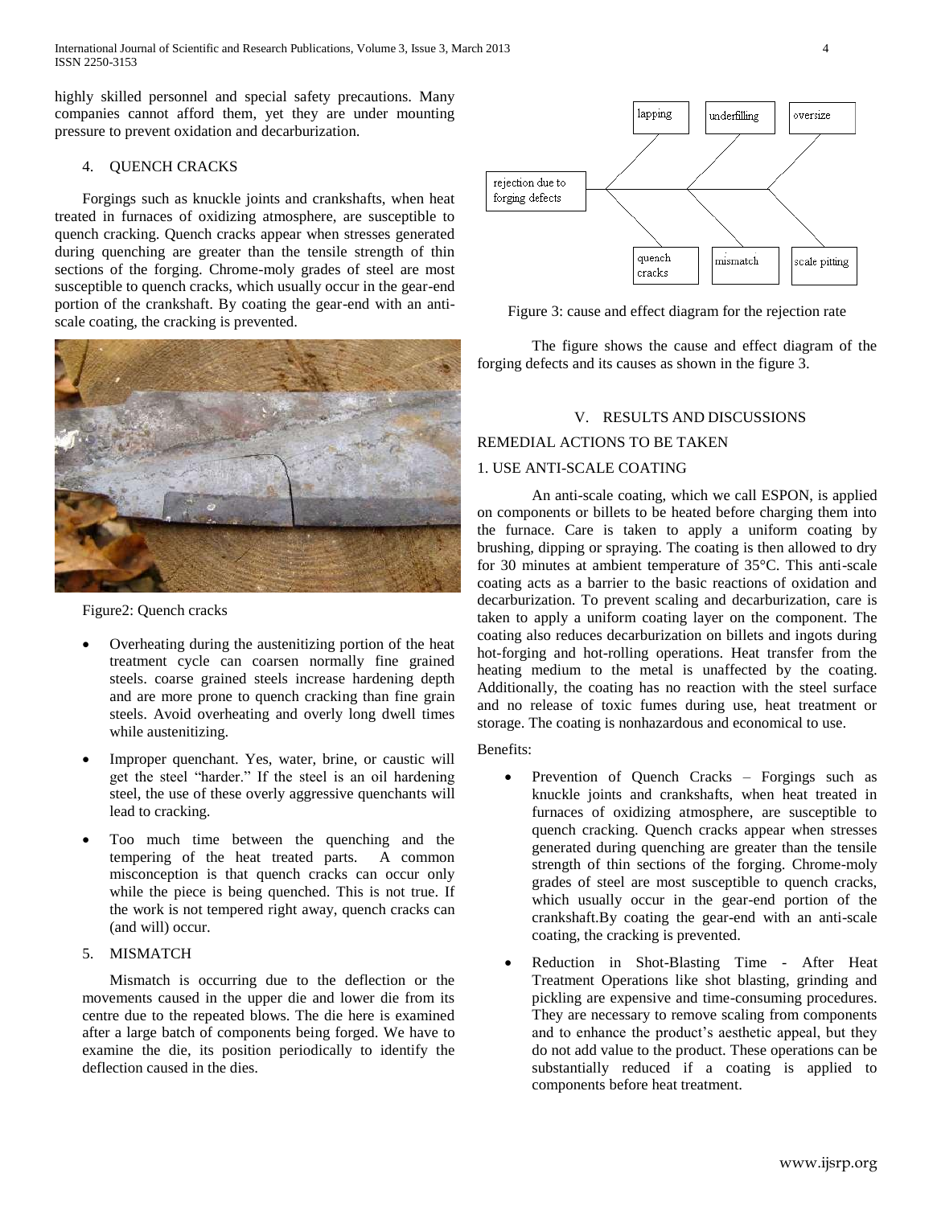highly skilled personnel and special safety precautions. Many companies cannot afford them, yet they are under mounting pressure to prevent oxidation and decarburization.

4. QUENCH CRACKS

Forgings such as knuckle joints and crankshafts, when heat treated in furnaces of oxidizing atmosphere, are susceptible to quench cracking. Quench cracks appear when stresses generated during quenching are greater than the tensile strength of thin sections of the forging. Chrome-moly grades of steel are most susceptible to quench cracks, which usually occur in the gear-end portion of the crankshaft. By coating the gear-end with an anti-scale coating, the cracking is prevented.

Figure2: Quench cracks

- Overheating during the austenitizing portion of the heat treatment cycle can coarsen normally fine grained steels. coarse grained steels increase hardening depth and are more prone to quench cracking than fine grain steels. Avoid overheating and overly long dwell times while austenitizing.
- Improper quenchant. Yes, water, brine, or caustic will get the steel "harder." If the steel is an oil hardening steel, the use of these overly aggressive quenchants will lead to cracking.
- Too much time between the quenching and the tempering of the heat treated parts. A common misconception is that quench cracks can occur only while the piece is being quenched. This is not true. If the work is not tempered right away, quench cracks can (and will) occur.

5. MISMATCH

Mismatch is occurring due to the deflection or the movements caused in the upper die and lower die from its centre due to the repeated blows. The die here is examined after a large batch of components being forged. We have to examine the die, its position periodically to identify the deflection caused in the dies.

Figure 3: cause and effect diagram for the rejection rate

The figure shows the cause and effect diagram of the forging defects and its causes as shown in the figure 3.

## V. RESULTS AND DISCUSSIONS

### REMEDIAL ACTIONS TO BE TAKEN

### 1. USE ANTI-SCALE COATING

An anti-scale coating, which we call ESPON, is applied on components or billets to be heated before charging them into the furnace. Care is taken to apply a uniform coating by brushing, dipping or spraying. The coating is then allowed to dry for 30 minutes at ambient temperature of 35°C. This anti-scale coating acts as a barrier to the basic reactions of oxidation and decarburization. To prevent scaling and decarburization, care is taken to apply a uniform coating layer on the component. The coating also reduces decarburization on billets and ingots during hot-forging and hot-rolling operations. Heat transfer from the heating medium to the metal is unaffected by the coating. Additionally, the coating has no reaction with the steel surface and no release of toxic fumes during use, heat treatment or storage. The coating is nonhazardous and economical to use.

Benefits:

- Prevention of Quench Cracks – Forgings such as knuckle joints and crankshafts, when heat treated in furnaces of oxidizing atmosphere, are susceptible to quench cracking. Quench cracks appear when stresses generated during quenching are greater than the tensile strength of thin sections of the forging. Chrome-moly grades of steel are most susceptible to quench cracks, which usually occur in the gear-end portion of the crankshaft.By coating the gear-end with an anti-scale coating, the cracking is prevented.
- Reduction in Shot-Blasting Time - After Heat Treatment Operations like shot blasting, grinding and pickling are expensive and time-consuming procedures. They are necessary to remove scaling from components and to enhance the product's aesthetic appeal, but they do not add value to the product. These operations can be substantially reduced if a coating is applied to components before heat treatment.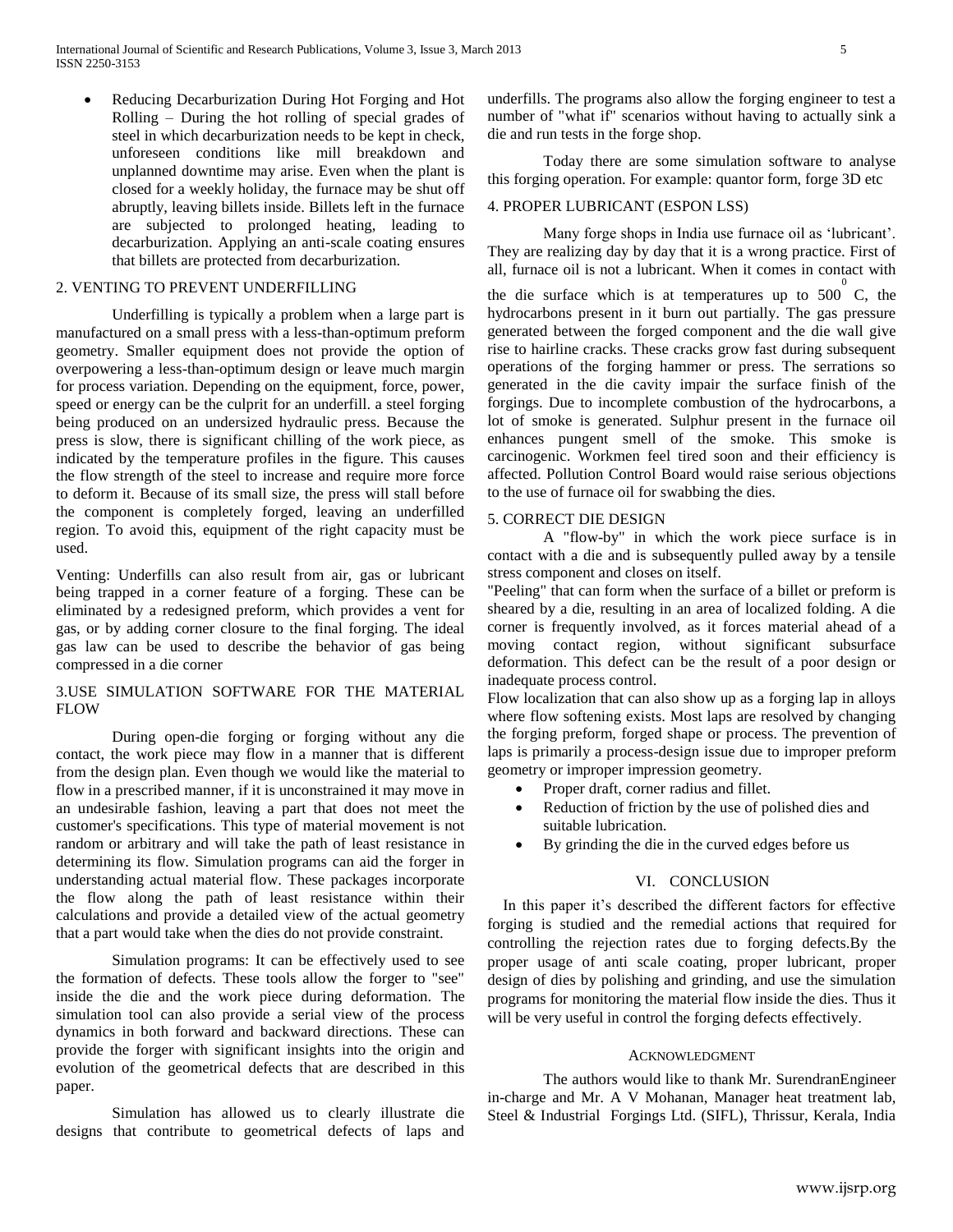- Reducing Decarburization During Hot Forging and Hot Rolling – During the hot rolling of special grades of steel in which decarburization needs to be kept in check, unforeseen conditions like mill breakdown and unplanned downtime may arise. Even when the plant is closed for a weekly holiday, the furnace may be shut off abruptly, leaving billets inside. Billets left in the furnace are subjected to prolonged heating, leading to decarburization. Applying an anti-scale coating ensures that billets are protected from decarburization.

## 2. VENTING TO PREVENT UNDERFILLING

Underfilling is typically a problem when a large part is manufactured on a small press with a less-than-optimum preform geometry. Smaller equipment does not provide the option of overpowering a less-than-optimum design or leave much margin for process variation. Depending on the equipment, force, power, speed or energy can be the culprit for an underfill. a steel forging being produced on an undersized hydraulic press. Because the press is slow, there is significant chilling of the work piece, as indicated by the temperature profiles in the figure. This causes the flow strength of the steel to increase and require more force to deform it. Because of its small size, the press will stall before the component is completely forged, leaving an underfilled region. To avoid this, equipment of the right capacity must be used.

Venting: Underfills can also result from air, gas or lubricant being trapped in a corner feature of a forging. These can be eliminated by a redesigned preform, which provides a vent for gas, or by adding corner closure to the final forging. The ideal gas law can be used to describe the behavior of gas being compressed in a die corner

## 3.USE SIMULATION SOFTWARE FOR THE MATERIAL FLOW

During open-die forging or forging without any die contact, the work piece may flow in a manner that is different from the design plan. Even though we would like the material to flow in a prescribed manner, if it is unconstrained it may move in an undesirable fashion, leaving a part that does not meet the customer's specifications. This type of material movement is not random or arbitrary and will take the path of least resistance in determining its flow. Simulation programs can aid the forger in understanding actual material flow. These packages incorporate the flow along the path of least resistance within their calculations and provide a detailed view of the actual geometry that a part would take when the dies do not provide constraint.

Simulation programs: It can be effectively used to see the formation of defects. These tools allow the forger to "see" inside the die and the work piece during deformation. The simulation tool can also provide a serial view of the process dynamics in both forward and backward directions. These can provide the forger with significant insights into the origin and evolution of the geometrical defects that are described in this paper.

Simulation has allowed us to clearly illustrate die designs that contribute to geometrical defects of laps and underfills. The programs also allow the forging engineer to test a number of "what if" scenarios without having to actually sink a die and run tests in the forge shop.

Today there are some simulation software to analyse this forging operation. For example: quantor form, forge 3D etc

## 4. PROPER LUBRICANT (ESPON LSS)

Many forge shops in India use furnace oil as 'lubricant'. They are realizing day by day that it is a wrong practice. First of all, furnace oil is not a lubricant. When it comes in contact with the die surface which is at temperatures up to $500^{0}$ C, the hydrocarbons present in it burn out partially. The gas pressure generated between the forged component and the die wall give rise to hairline cracks. These cracks grow fast during subsequent operations of the forging hammer or press. The serrations so generated in the die cavity impair the surface finish of the forgings. Due to incomplete combustion of the hydrocarbons, a lot of smoke is generated. Sulphur present in the furnace oil enhances pungent smell of the smoke. This smoke is carcinogenic. Workmen feel tired soon and their efficiency is affected. Pollution Control Board would raise serious objections to the use of furnace oil for swabbing the dies.

## 5. CORRECT DIE DESIGN

A "flow-by" in which the work piece surface is in contact with a die and is subsequently pulled away by a tensile stress component and closes on itself.

"Peeling" that can form when the surface of a billet or preform is sheared by a die, resulting in an area of localized folding. A die corner is frequently involved, as it forces material ahead of a moving contact region, without significant subsurface deformation. This defect can be the result of a poor design or inadequate process control.

Flow localization that can also show up as a forging lap in alloys where flow softening exists. Most laps are resolved by changing the forging preform, forged shape or process. The prevention of laps is primarily a process-design issue due to improper preform geometry or improper impression geometry.

- Proper draft, corner radius and fillet.
- Reduction of friction by the use of polished dies and suitable lubrication.
- By grinding the die in the curved edges before us

# VI. CONCLUSION

In this paper it's described the different factors for effective forging is studied and the remedial actions that required for controlling the rejection rates due to forging defects.By the proper usage of anti scale coating, proper lubricant, proper design of dies by polishing and grinding, and use the simulation programs for monitoring the material flow inside the dies. Thus it will be very useful in control the forging defects effectively.

# ACKNOWLEDGMENT

The authors would like to thank Mr. SurendranEngineer in-charge and Mr. A V Mohanan, Manager heat treatment lab, Steel & Industrial Forgings Ltd. (SIFL), Thrissur, Kerala, India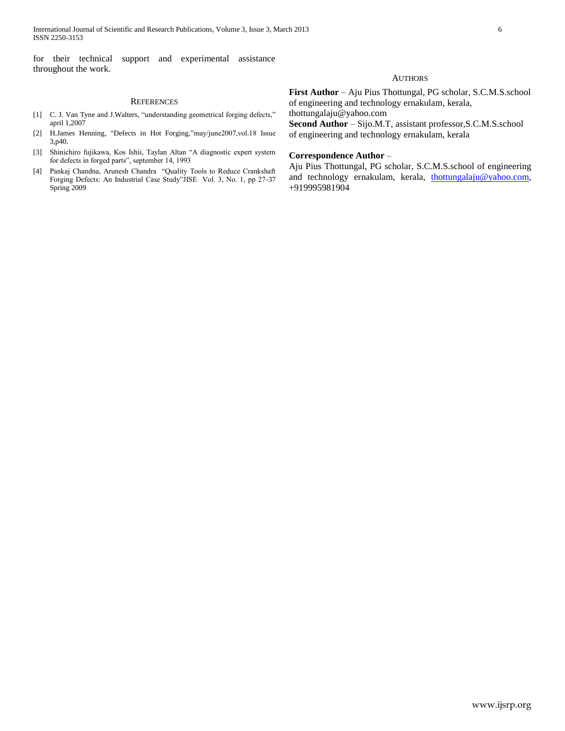for their technical support and experimental assistance throughout the work.

## References

[1] C. J. Van Tyne and J.Walters, "understanding geometrical forging defects," april 1,2007

[2] H.James Henning, "Defects in Hot Forging,"may/june2007,vol.18 Issue 3,p40.

[3] Shinichiro fujikawa, Kos Ishii, Taylan Altan "A diagnostic expert system for defects in forged parts", september 14, 1993

[4] Pankaj Chandna, Arunesh Chandra "Quality Tools to Reduce Crankshaft Forging Defects: An Industrial Case Study"JISE Vol. 3, No. 1, pp 27-37 Spring 2009

## Authors

**First Author** – Aju Pius Thottungal, PG scholar, S.C.M.S.school of engineering and technology ernakulam, kerala, thottungalaju@yahoo.com

**Second Author** – Sijo.M.T, assistant professor,S.C.M.S.school of engineering and technology ernakulam, kerala

**Correspondence Author** –

Aju Pius Thottungal, PG scholar, S.C.M.S.school of engineering and technology ernakulam, kerala, thottungalaju@yahoo.com, +919995981904